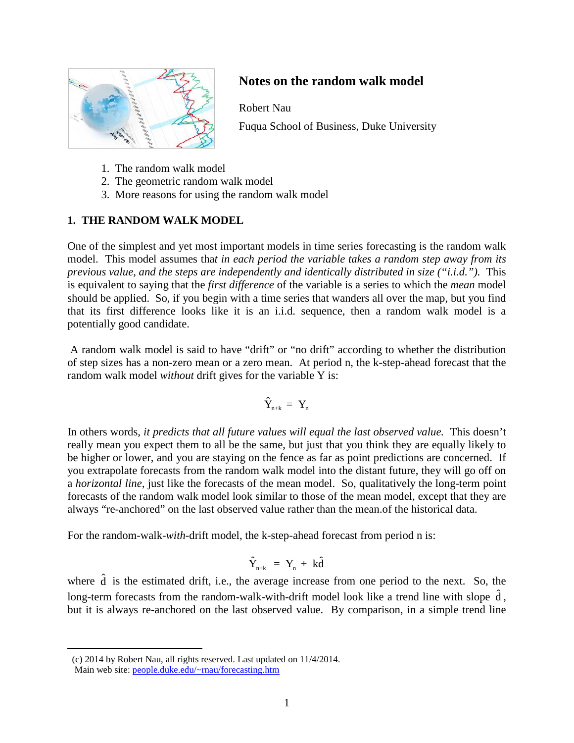# Notes on the random walk model

Robert Nau

Fuqua School of Business, Duke University

1. The random walk model
2. The geometric random walk model
3. More reasons for using the random walk model

## 1. THE RANDOM WALK MODEL

One of the simplest and yet most important models in time series forecasting is the random walk model. This model assumes that *in each period the variable takes a random step away from its previous value, and the steps are independently and identically distributed in size ("i.i.d.").* This is equivalent to saying that the *first difference* of the variable is a series to which the *mean* model should be applied. So, if you begin with a time series that wanders all over the map, but you find that its first difference looks like it is an i.i.d. sequence, then a random walk model is a potentially good candidate.

A random walk model is said to have "drift" or "no drift" according to whether the distribution of step sizes has a non-zero mean or a zero mean. At period n, the k-step-ahead forecast that the random walk model *without* drift gives for the variable Y is:

$$\hat{Y}_{n+k} = Y_n$$

In others words, *it predicts that all future values will equal the last observed value.* This doesn't really mean you expect them to all be the same, but just that you think they are equally likely to be higher or lower, and you are staying on the fence as far as point predictions are concerned. If you extrapolate forecasts from the random walk model into the distant future, they will go off on a *horizontal line*, just like the forecasts of the mean model. So, qualitatively the long-term point forecasts of the random walk model look similar to those of the mean model, except that they are always "re-anchored" on the last observed value rather than the mean.of the historical data.

For the random-walk-*with*-drift model, the k-step-ahead forecast from period n is:

$$\hat{Y}_{n+k} = Y_n + k\hat{d}$$

where $\hat{d}$ is the estimated drift, i.e., the average increase from one period to the next. So, the long-term forecasts from the random-walk-with-drift model look like a trend line with slope $\hat{d}$, but it is always re-anchored on the last observed value. By comparison, in a simple trend line

(c) 2014 by Robert Nau, all rights reserved. Last updated on 11/4/2014.
Main web site: people.duke.edu/~rnau/forecasting.htm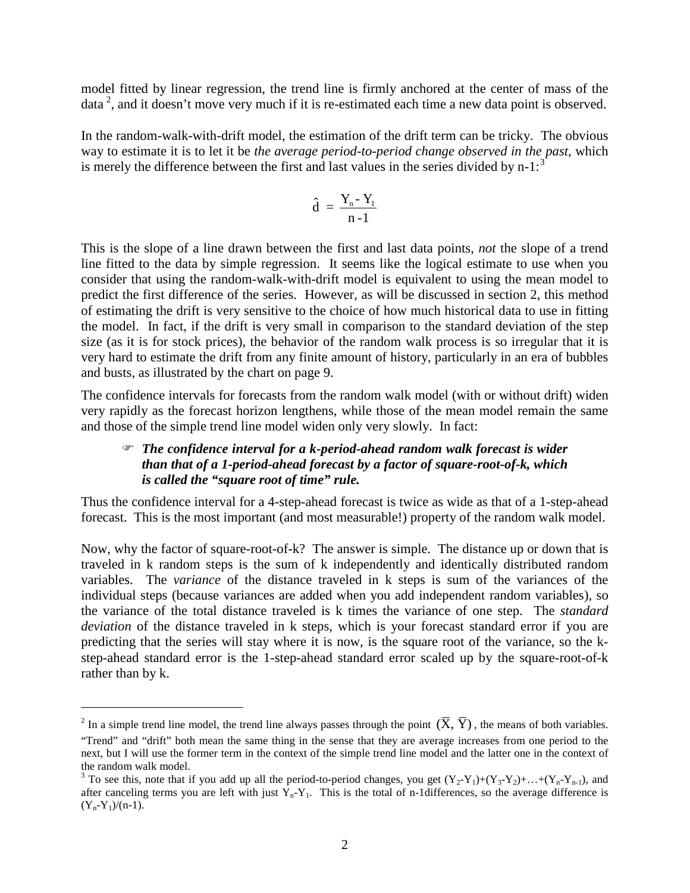model fitted by linear regression, the trend line is firmly anchored at the center of mass of the data [2], and it doesn't move very much if it is re-estimated each time a new data point is observed.

In the random-walk-with-drift model, the estimation of the drift term can be tricky. The obvious way to estimate it is to let it be *the average period-to-period change observed in the past,* which is merely the difference between the first and last values in the series divided by n-1:[3]

$$\hat{d} = \frac{Y_n - Y_1}{n - 1}$$

This is the slope of a line drawn between the first and last data points, *not* the slope of a trend line fitted to the data by simple regression. It seems like the logical estimate to use when you consider that using the random-walk-with-drift model is equivalent to using the mean model to predict the first difference of the series. However, as will be discussed in section 2, this method of estimating the drift is very sensitive to the choice of how much historical data to use in fitting the model. In fact, if the drift is very small in comparison to the standard deviation of the step size (as it is for stock prices), the behavior of the random walk process is so irregular that it is very hard to estimate the drift from any finite amount of history, particularly in an era of bubbles and busts, as illustrated by the chart on page 9.

The confidence intervals for forecasts from the random walk model (with or without drift) widen very rapidly as the forecast horizon lengthens, while those of the mean model remain the same and those of the simple trend line model widen only very slowly. In fact:

> ☞ ***The confidence interval for a k-period-ahead random walk forecast is wider than that of a 1-period-ahead forecast by a factor of square-root-of-k, which is called the "square root of time" rule.***

Thus the confidence interval for a 4-step-ahead forecast is twice as wide as that of a 1-step-ahead forecast. This is the most important (and most measurable!) property of the random walk model.

Now, why the factor of square-root-of-k? The answer is simple. The distance up or down that is traveled in k random steps is the sum of k independently and identically distributed random variables. The *variance* of the distance traveled in k steps is sum of the variances of the individual steps (because variances are added when you add independent random variables), so the variance of the total distance traveled is k times the variance of one step. The *standard deviation* of the distance traveled in k steps, which is your forecast standard error if you are predicting that the series will stay where it is now, is the square root of the variance, so the k-step-ahead standard error is the 1-step-ahead standard error scaled up by the square-root-of-k rather than by k.

---

[2] In a simple trend line model, the trend line always passes through the point $(\bar{X}, \bar{Y})$, the means of both variables. "Trend" and "drift" both mean the same thing in the sense that they are average increases from one period to the next, but I will use the former term in the context of the simple trend line model and the latter one in the context of the random walk model.

[3] To see this, note that if you add up all the period-to-period changes, you get $(Y_2\text{-}Y_1)+(Y_3\text{-}Y_2)+\ldots+(Y_n\text{-}Y_{n-1})$, and after canceling terms you are left with just $Y_n\text{-}Y_1$. This is the total of n-1differences, so the average difference is $(Y_n\text{-}Y_1)/(n\text{-}1)$.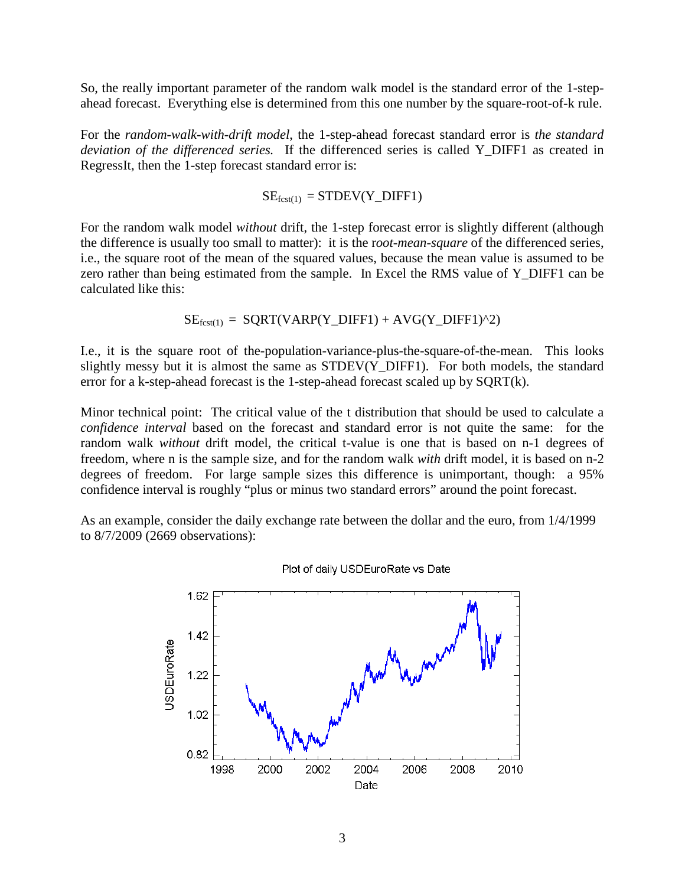So, the really important parameter of the random walk model is the standard error of the 1-step-ahead forecast. Everything else is determined from this one number by the square-root-of-k rule.

For the *random-walk-with-drift model*, the 1-step-ahead forecast standard error is *the standard deviation of the differenced series.* If the differenced series is called Y_DIFF1 as created in RegressIt, then the 1-step forecast standard error is:

$$SE_{fcst(1)} = \text{STDEV(Y\_DIFF1)}$$

For the random walk model *without* drift, the 1-step forecast error is slightly different (although the difference is usually too small to matter): it is the r*oot-mean-square* of the differenced series, i.e., the square root of the mean of the squared values, because the mean value is assumed to be zero rather than being estimated from the sample. In Excel the RMS value of Y_DIFF1 can be calculated like this:

$$SE_{fcst(1)} = \text{SQRT(VARP(Y\_DIFF1) + AVG(Y\_DIFF1)\^{}2)}$$

I.e., it is the square root of the-population-variance-plus-the-square-of-the-mean. This looks slightly messy but it is almost the same as STDEV(Y_DIFF1). For both models, the standard error for a k-step-ahead forecast is the 1-step-ahead forecast scaled up by SQRT(k).

Minor technical point: The critical value of the t distribution that should be used to calculate a *confidence interval* based on the forecast and standard error is not quite the same: for the random walk *without* drift model, the critical t-value is one that is based on n-1 degrees of freedom, where n is the sample size, and for the random walk *with* drift model, it is based on n-2 degrees of freedom. For large sample sizes this difference is unimportant, though: a 95% confidence interval is roughly "plus or minus two standard errors" around the point forecast.

As an example, consider the daily exchange rate between the dollar and the euro, from 1/4/1999 to 8/7/2009 (2669 observations):

Plot of daily USDEuroRate vs Date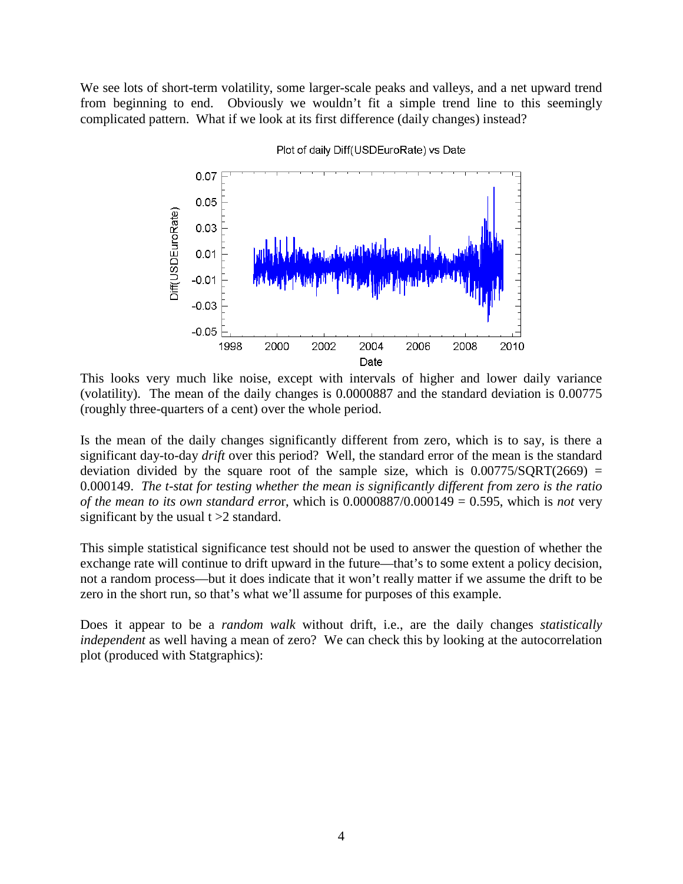We see lots of short-term volatility, some larger-scale peaks and valleys, and a net upward trend from beginning to end. Obviously we wouldn't fit a simple trend line to this seemingly complicated pattern. What if we look at its first difference (daily changes) instead?

This looks very much like noise, except with intervals of higher and lower daily variance (volatility). The mean of the daily changes is 0.0000887 and the standard deviation is 0.00775 (roughly three-quarters of a cent) over the whole period.

Is the mean of the daily changes significantly different from zero, which is to say, is there a significant day-to-day *drift* over this period? Well, the standard error of the mean is the standard deviation divided by the square root of the sample size, which is 0.00775/SQRT(2669) = 0.000149. *The t-stat for testing whether the mean is significantly different from zero is the ratio of the mean to its own standard erro*r, which is 0.0000887/0.000149 = 0.595, which is *not* very significant by the usual t >2 standard.

This simple statistical significance test should not be used to answer the question of whether the exchange rate will continue to drift upward in the future—that's to some extent a policy decision, not a random process—but it does indicate that it won't really matter if we assume the drift to be zero in the short run, so that's what we'll assume for purposes of this example.

Does it appear to be a *random walk* without drift, i.e., are the daily changes *statistically independent* as well having a mean of zero? We can check this by looking at the autocorrelation plot (produced with Statgraphics):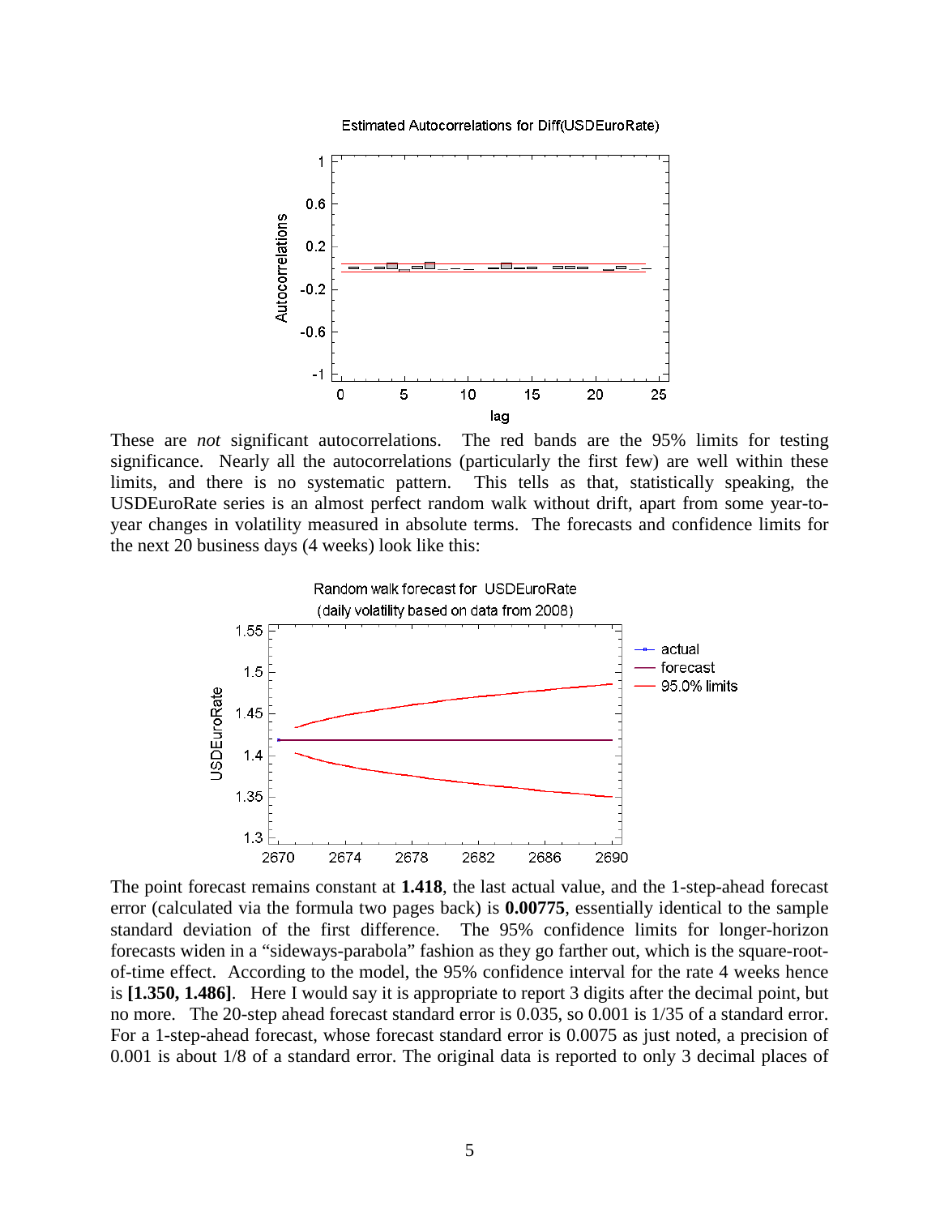These are *not* significant autocorrelations. The red bands are the 95% limits for testing significance. Nearly all the autocorrelations (particularly the first few) are well within these limits, and there is no systematic pattern. This tells as that, statistically speaking, the USDEuroRate series is an almost perfect random walk without drift, apart from some year-to-year changes in volatility measured in absolute terms. The forecasts and confidence limits for the next 20 business days (4 weeks) look like this:

The point forecast remains constant at **1.418**, the last actual value, and the 1-step-ahead forecast error (calculated via the formula two pages back) is **0.00775**, essentially identical to the sample standard deviation of the first difference. The 95% confidence limits for longer-horizon forecasts widen in a "sideways-parabola" fashion as they go farther out, which is the square-root-of-time effect. According to the model, the 95% confidence interval for the rate 4 weeks hence is **[1.350, 1.486]**. Here I would say it is appropriate to report 3 digits after the decimal point, but no more. The 20-step ahead forecast standard error is 0.035, so 0.001 is 1/35 of a standard error. For a 1-step-ahead forecast, whose forecast standard error is 0.0075 as just noted, a precision of 0.001 is about 1/8 of a standard error. The original data is reported to only 3 decimal places of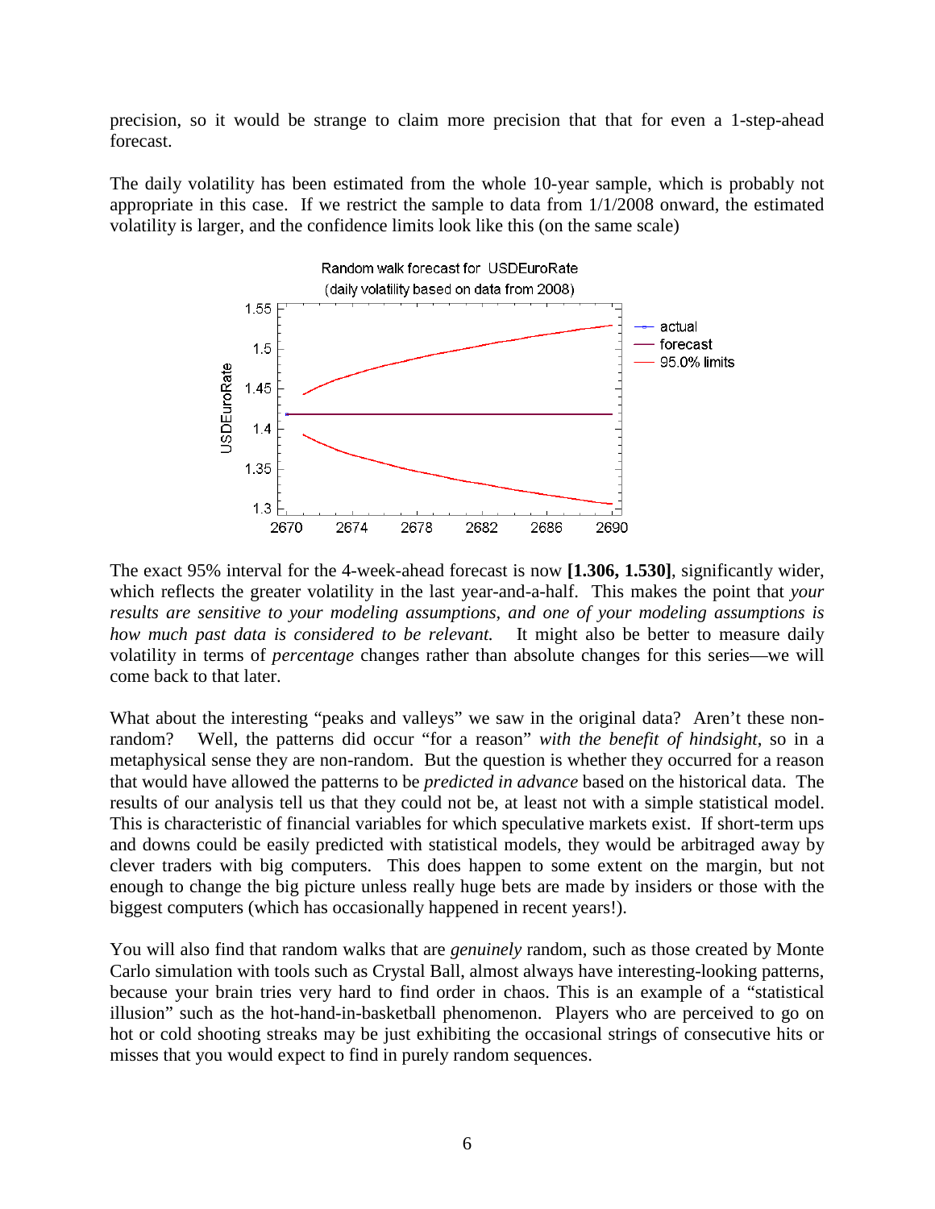precision, so it would be strange to claim more precision that that for even a 1-step-ahead forecast.

The daily volatility has been estimated from the whole 10-year sample, which is probably not appropriate in this case. If we restrict the sample to data from 1/1/2008 onward, the estimated volatility is larger, and the confidence limits look like this (on the same scale)

The exact 95% interval for the 4-week-ahead forecast is now **[1.306, 1.530]**, significantly wider, which reflects the greater volatility in the last year-and-a-half. This makes the point that *your results are sensitive to your modeling assumptions, and one of your modeling assumptions is how much past data is considered to be relevant.* It might also be better to measure daily volatility in terms of *percentage* changes rather than absolute changes for this series—we will come back to that later.

What about the interesting "peaks and valleys" we saw in the original data? Aren't these non-random? Well, the patterns did occur "for a reason" *with the benefit of hindsight*, so in a metaphysical sense they are non-random. But the question is whether they occurred for a reason that would have allowed the patterns to be *predicted in advance* based on the historical data. The results of our analysis tell us that they could not be, at least not with a simple statistical model. This is characteristic of financial variables for which speculative markets exist. If short-term ups and downs could be easily predicted with statistical models, they would be arbitraged away by clever traders with big computers. This does happen to some extent on the margin, but not enough to change the big picture unless really huge bets are made by insiders or those with the biggest computers (which has occasionally happened in recent years!).

You will also find that random walks that are *genuinely* random, such as those created by Monte Carlo simulation with tools such as Crystal Ball, almost always have interesting-looking patterns, because your brain tries very hard to find order in chaos. This is an example of a "statistical illusion" such as the hot-hand-in-basketball phenomenon. Players who are perceived to go on hot or cold shooting streaks may be just exhibiting the occasional strings of consecutive hits or misses that you would expect to find in purely random sequences.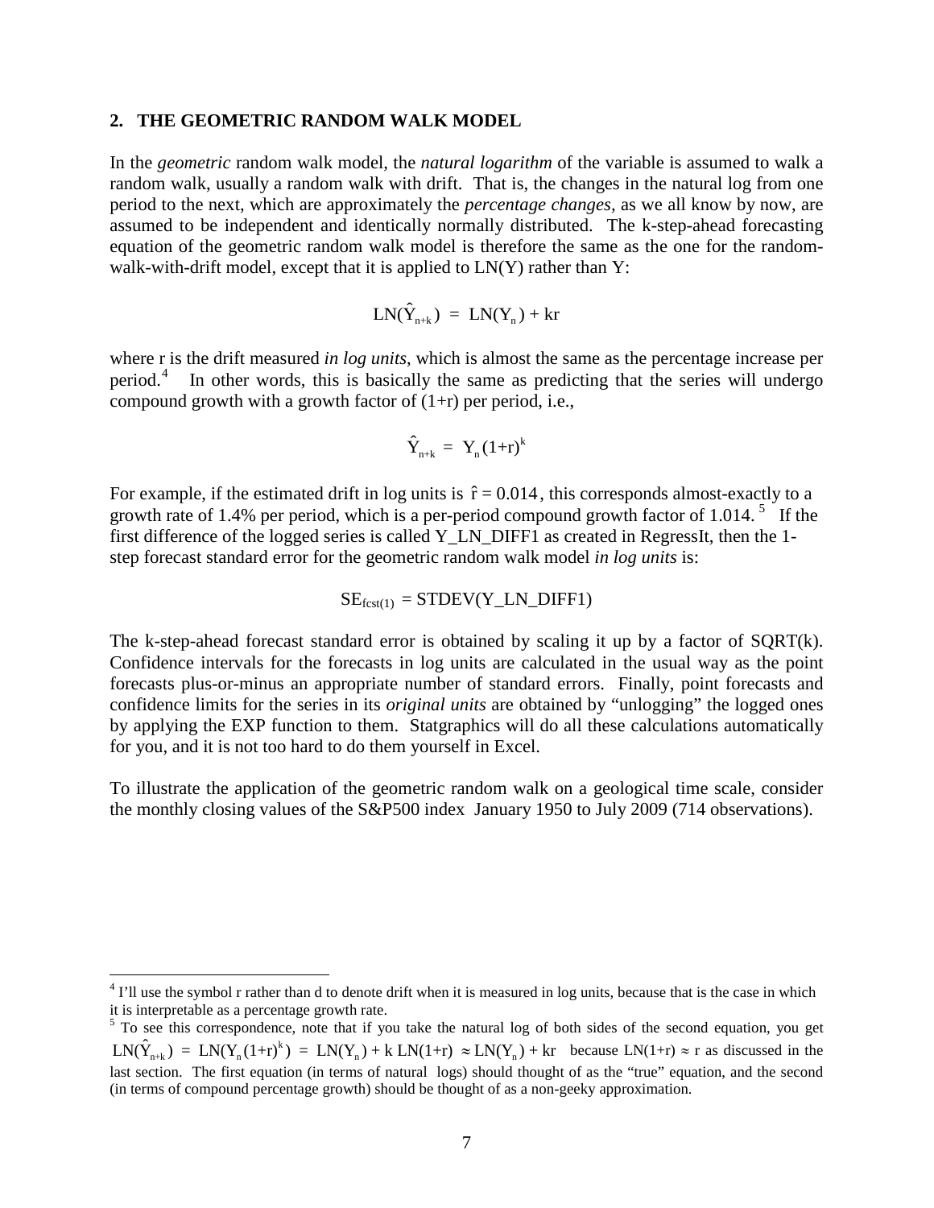## 2. THE GEOMETRIC RANDOM WALK MODEL

In the *geometric* random walk model, the *natural logarithm* of the variable is assumed to walk a random walk, usually a random walk with drift. That is, the changes in the natural log from one period to the next, which are approximately the *percentage changes*, as we all know by now, are assumed to be independent and identically normally distributed. The k-step-ahead forecasting equation of the geometric random walk model is therefore the same as the one for the random-walk-with-drift model, except that it is applied to LN(Y) rather than Y:

$$\text{LN}(\hat{Y}_{n+k}) \;=\; \text{LN}(Y_n) + kr$$

where r is the drift measured *in log units*, which is almost the same as the percentage increase per period.[4] In other words, this is basically the same as predicting that the series will undergo compound growth with a growth factor of (1+r) per period, i.e.,

$$\hat{Y}_{n+k} \;=\; Y_n(1+r)^k$$

For example, if the estimated drift in log units is $\hat{r} = 0.014$, this corresponds almost-exactly to a growth rate of 1.4% per period, which is a per-period compound growth factor of 1.014.[5] If the first difference of the logged series is called Y_LN_DIFF1 as created in RegressIt, then the 1-step forecast standard error for the geometric random walk model *in log units* is:

$$SE_{fcst(1)} = \text{STDEV(Y\_LN\_DIFF1)}$$

The k-step-ahead forecast standard error is obtained by scaling it up by a factor of SQRT(k). Confidence intervals for the forecasts in log units are calculated in the usual way as the point forecasts plus-or-minus an appropriate number of standard errors. Finally, point forecasts and confidence limits for the series in its *original units* are obtained by "unlogging" the logged ones by applying the EXP function to them. Statgraphics will do all these calculations automatically for you, and it is not too hard to do them yourself in Excel.

To illustrate the application of the geometric random walk on a geological time scale, consider the monthly closing values of the S&P500 index January 1950 to July 2009 (714 observations).

---

[4] I'll use the symbol r rather than d to denote drift when it is measured in log units, because that is the case in which it is interpretable as a percentage growth rate.

[5] To see this correspondence, note that if you take the natural log of both sides of the second equation, you get $\text{LN}(\hat{Y}_{n+k}) = \text{LN}(Y_n(1+r)^k) = \text{LN}(Y_n) + k\,\text{LN}(1+r) \approx \text{LN}(Y_n) + kr$ because $\text{LN}(1+r) \approx r$ as discussed in the last section. The first equation (in terms of natural logs) should thought of as the "true" equation, and the second (in terms of compound percentage growth) should be thought of as a non-geeky approximation.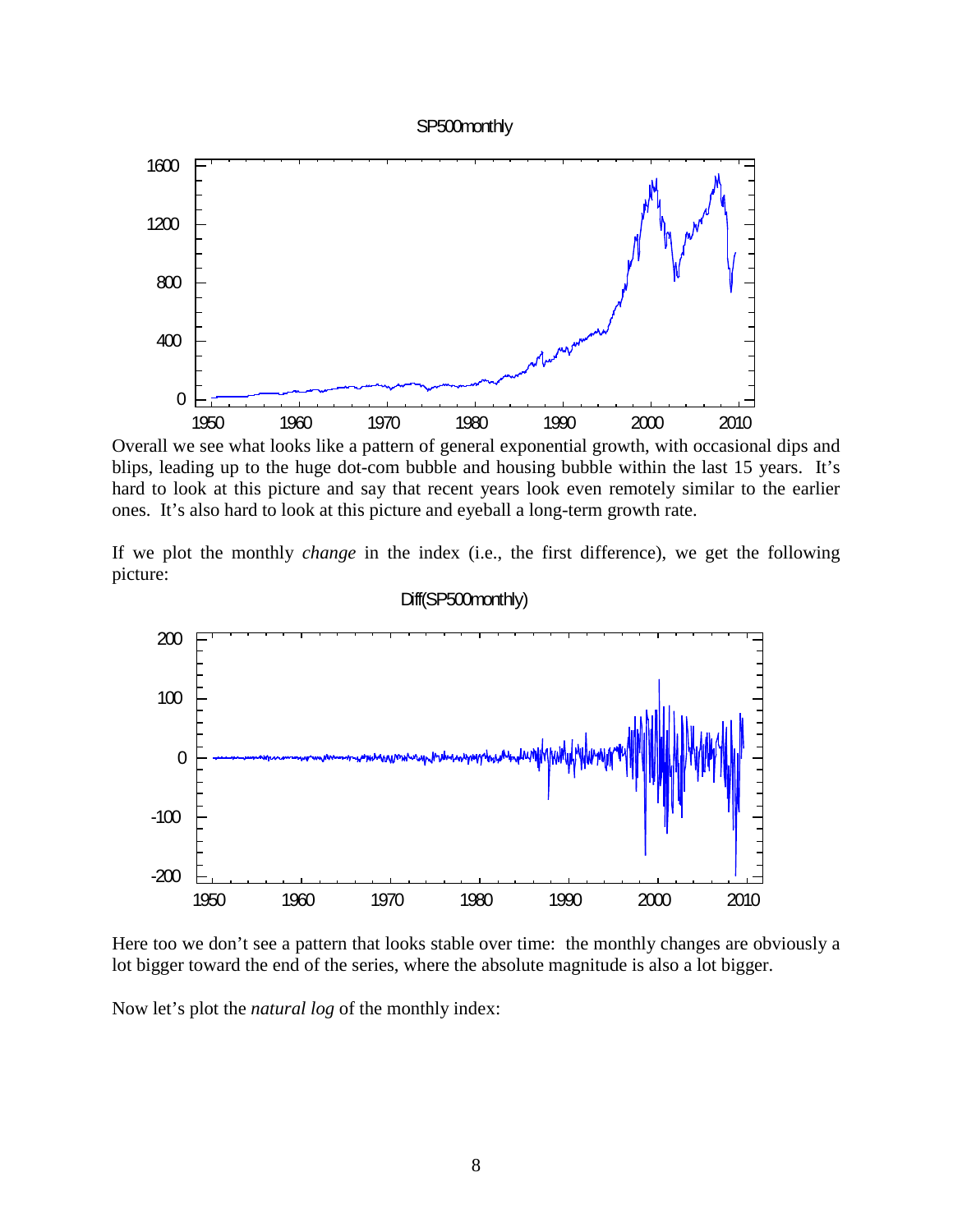Overall we see what looks like a pattern of general exponential growth, with occasional dips and blips, leading up to the huge dot-com bubble and housing bubble within the last 15 years. It's hard to look at this picture and say that recent years look even remotely similar to the earlier ones. It's also hard to look at this picture and eyeball a long-term growth rate.

If we plot the monthly *change* in the index (i.e., the first difference), we get the following picture:

Here too we don't see a pattern that looks stable over time: the monthly changes are obviously a lot bigger toward the end of the series, where the absolute magnitude is also a lot bigger.

Now let's plot the *natural log* of the monthly index: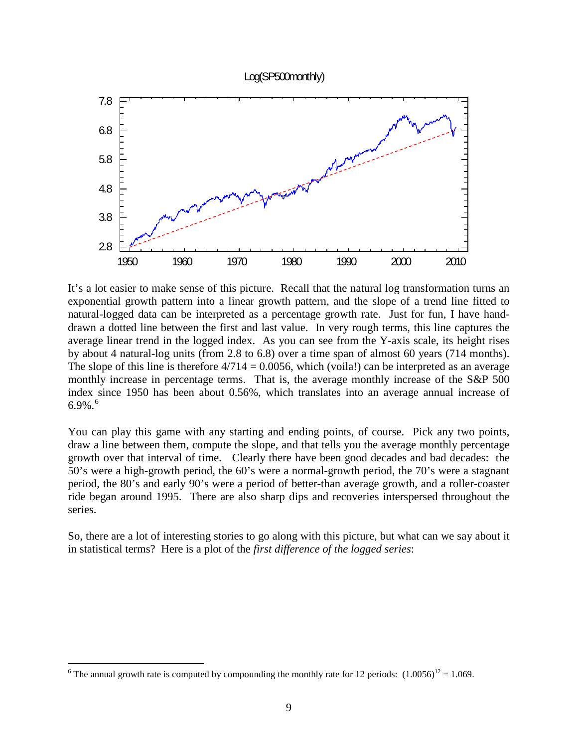Log(SP500monthly)

It's a lot easier to make sense of this picture. Recall that the natural log transformation turns an exponential growth pattern into a linear growth pattern, and the slope of a trend line fitted to natural-logged data can be interpreted as a percentage growth rate. Just for fun, I have hand-drawn a dotted line between the first and last value. In very rough terms, this line captures the average linear trend in the logged index. As you can see from the Y-axis scale, its height rises by about 4 natural-log units (from 2.8 to 6.8) over a time span of almost 60 years (714 months). The slope of this line is therefore $4/714 = 0.0056$, which (voila!) can be interpreted as an average monthly increase in percentage terms. That is, the average monthly increase of the S&P 500 index since 1950 has been about 0.56%, which translates into an average annual increase of 6.9%.[6]

You can play this game with any starting and ending points, of course. Pick any two points, draw a line between them, compute the slope, and that tells you the average monthly percentage growth over that interval of time. Clearly there have been good decades and bad decades: the 50's were a high-growth period, the 60's were a normal-growth period, the 70's were a stagnant period, the 80's and early 90's were a period of better-than average growth, and a roller-coaster ride began around 1995. There are also sharp dips and recoveries interspersed throughout the series.

So, there are a lot of interesting stories to go along with this picture, but what can we say about it in statistical terms? Here is a plot of the *first difference of the logged series*:

---

[6] The annual growth rate is computed by compounding the monthly rate for 12 periods: $(1.0056)^{12} = 1.069$.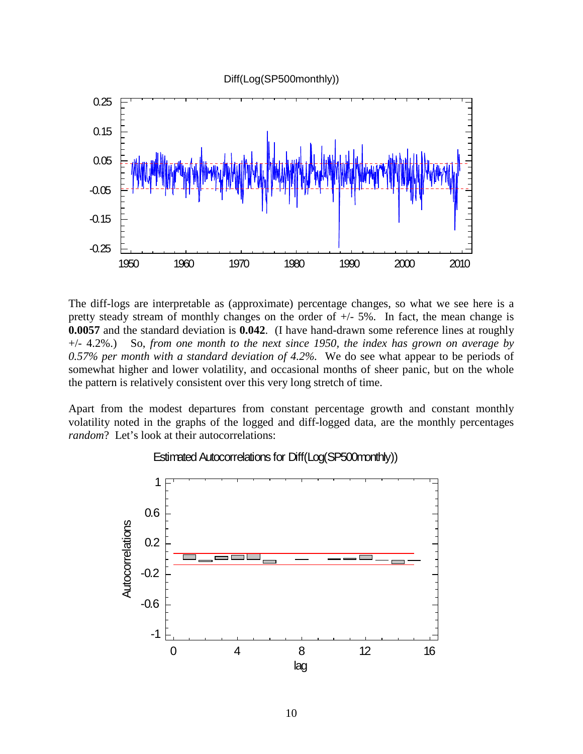Diff(Log(SP500monthly))

The diff-logs are interpretable as (approximate) percentage changes, so what we see here is a pretty steady stream of monthly changes on the order of +/- 5%. In fact, the mean change is **0.0057** and the standard deviation is **0.042**. (I have hand-drawn some reference lines at roughly +/- 4.2%.) So, *from one month to the next since 1950, the index has grown on average by 0.57% per month with a standard deviation of 4.2%.* We do see what appear to be periods of somewhat higher and lower volatility, and occasional months of sheer panic, but on the whole the pattern is relatively consistent over this very long stretch of time.

Apart from the modest departures from constant percentage growth and constant monthly volatility noted in the graphs of the logged and diff-logged data, are the monthly percentages *random*? Let's look at their autocorrelations:

Estimated Autocorrelations for Diff(Log(SP500monthly))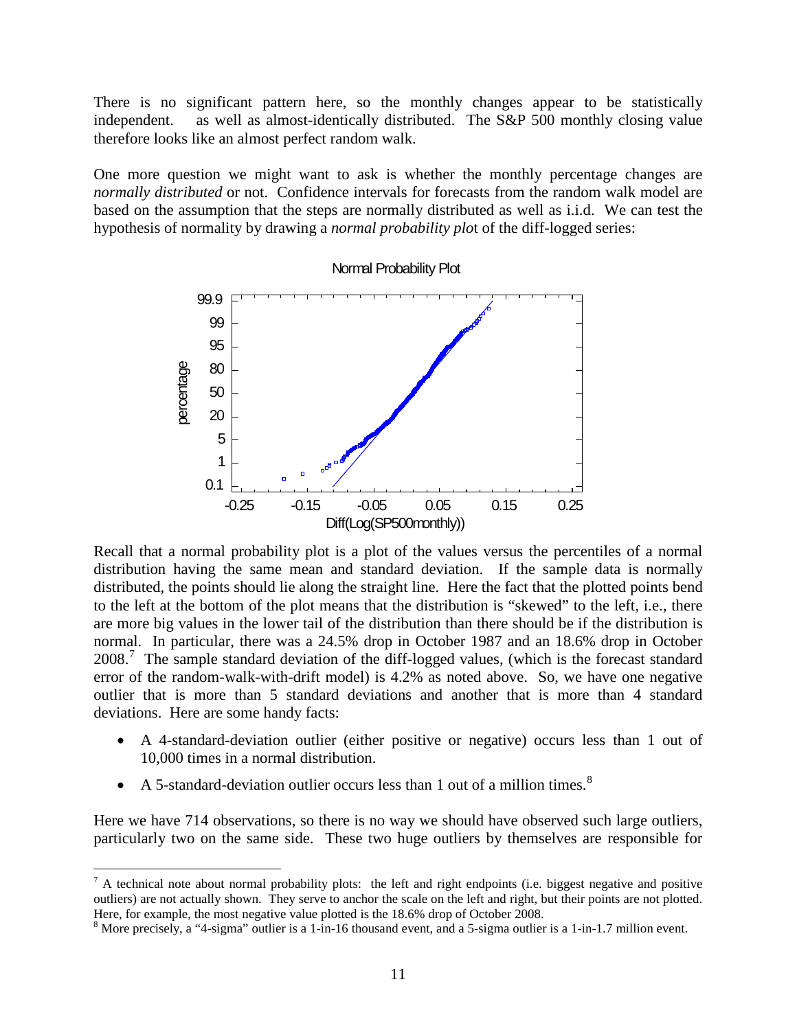There is no significant pattern here, so the monthly changes appear to be statistically independent.   as well as almost-identically distributed. The S&P 500 monthly closing value therefore looks like an almost perfect random walk.

One more question we might want to ask is whether the monthly percentage changes are *normally distributed* or not. Confidence intervals for forecasts from the random walk model are based on the assumption that the steps are normally distributed as well as i.i.d. We can test the hypothesis of normality by drawing a *normal probability plot* of the diff-logged series:

Recall that a normal probability plot is a plot of the values versus the percentiles of a normal distribution having the same mean and standard deviation. If the sample data is normally distributed, the points should lie along the straight line. Here the fact that the plotted points bend to the left at the bottom of the plot means that the distribution is "skewed" to the left, i.e., there are more big values in the lower tail of the distribution than there should be if the distribution is normal. In particular, there was a 24.5% drop in October 1987 and an 18.6% drop in October 2008.[7] The sample standard deviation of the diff-logged values, (which is the forecast standard error of the random-walk-with-drift model) is 4.2% as noted above. So, we have one negative outlier that is more than 5 standard deviations and another that is more than 4 standard deviations. Here are some handy facts:

- A 4-standard-deviation outlier (either positive or negative) occurs less than 1 out of 10,000 times in a normal distribution.
- A 5-standard-deviation outlier occurs less than 1 out of a million times.[8]

Here we have 714 observations, so there is no way we should have observed such large outliers, particularly two on the same side. These two huge outliers by themselves are responsible for

[7] A technical note about normal probability plots: the left and right endpoints (i.e. biggest negative and positive outliers) are not actually shown. They serve to anchor the scale on the left and right, but their points are not plotted. Here, for example, the most negative value plotted is the 18.6% drop of October 2008.

[8] More precisely, a "4-sigma" outlier is a 1-in-16 thousand event, and a 5-sigma outlier is a 1-in-1.7 million event.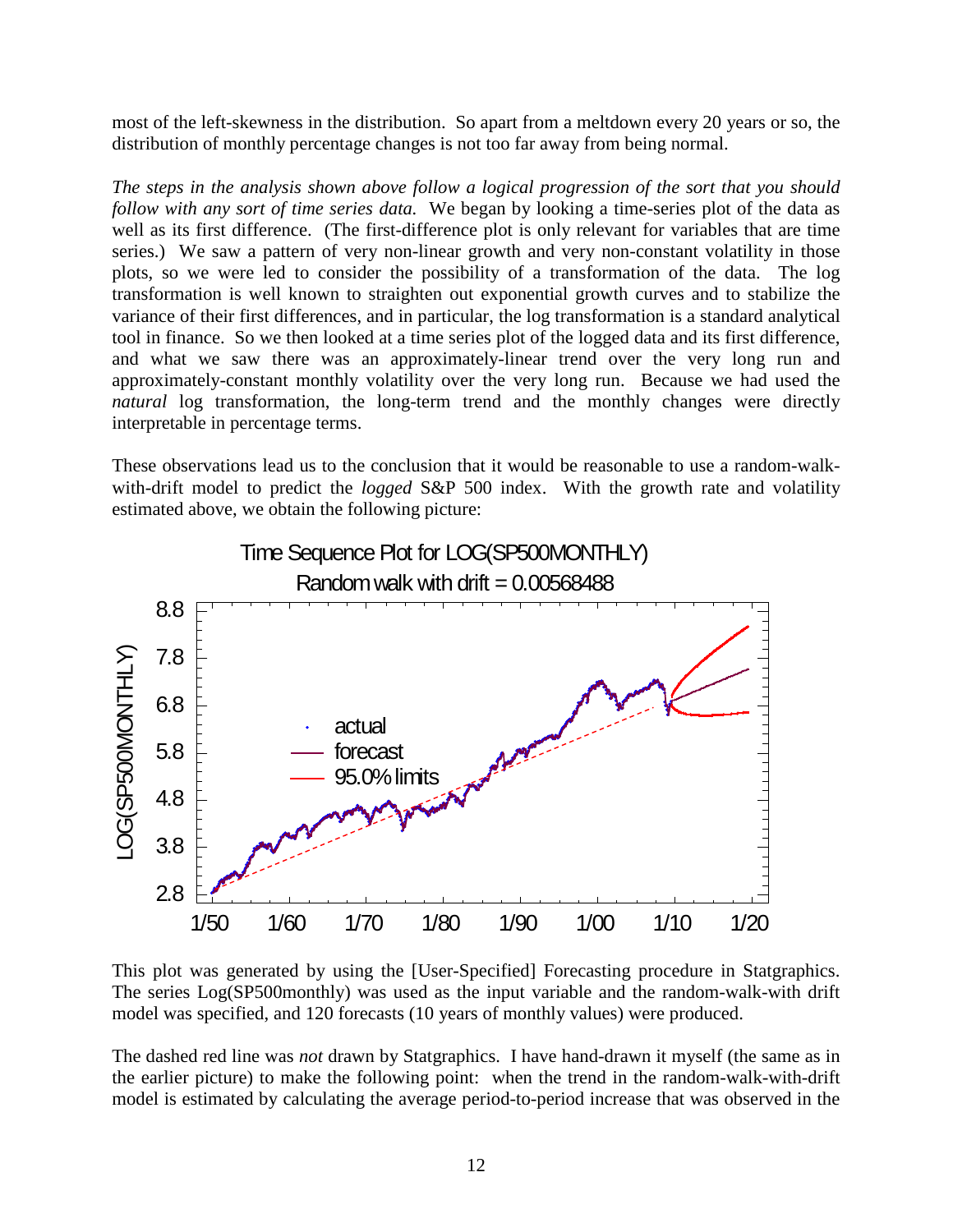most of the left-skewness in the distribution. So apart from a meltdown every 20 years or so, the distribution of monthly percentage changes is not too far away from being normal.

*The steps in the analysis shown above follow a logical progression of the sort that you should follow with any sort of time series data.* We began by looking a time-series plot of the data as well as its first difference. (The first-difference plot is only relevant for variables that are time series.) We saw a pattern of very non-linear growth and very non-constant volatility in those plots, so we were led to consider the possibility of a transformation of the data. The log transformation is well known to straighten out exponential growth curves and to stabilize the variance of their first differences, and in particular, the log transformation is a standard analytical tool in finance. So we then looked at a time series plot of the logged data and its first difference, and what we saw there was an approximately-linear trend over the very long run and approximately-constant monthly volatility over the very long run. Because we had used the *natural* log transformation, the long-term trend and the monthly changes were directly interpretable in percentage terms.

These observations lead us to the conclusion that it would be reasonable to use a random-walk-with-drift model to predict the *logged* S&P 500 index. With the growth rate and volatility estimated above, we obtain the following picture:

This plot was generated by using the [User-Specified] Forecasting procedure in Statgraphics. The series Log(SP500monthly) was used as the input variable and the random-walk-with drift model was specified, and 120 forecasts (10 years of monthly values) were produced.

The dashed red line was *not* drawn by Statgraphics. I have hand-drawn it myself (the same as in the earlier picture) to make the following point: when the trend in the random-walk-with-drift model is estimated by calculating the average period-to-period increase that was observed in the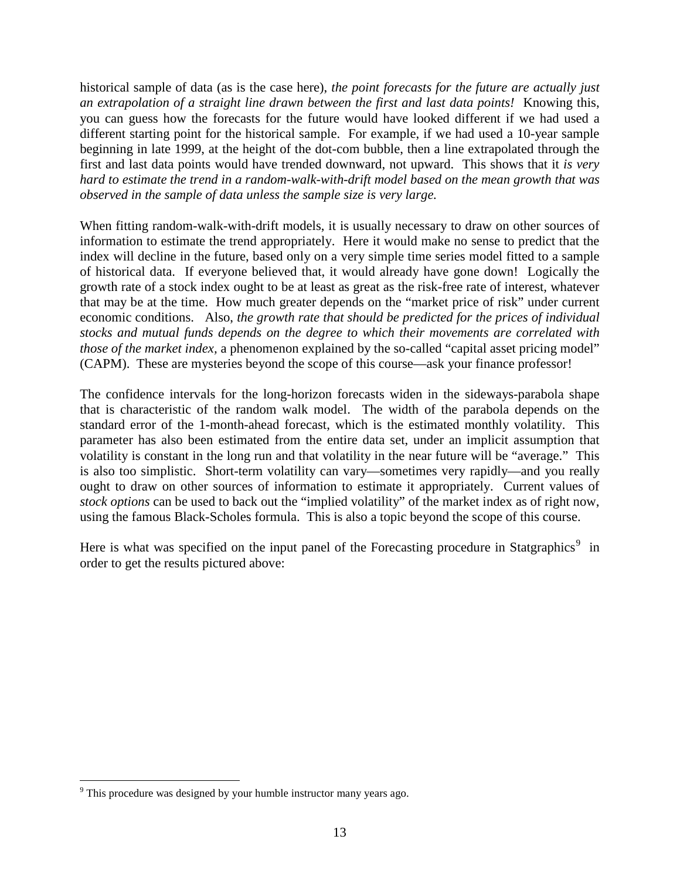historical sample of data (as is the case here), *the point forecasts for the future are actually just an extrapolation of a straight line drawn between the first and last data points!* Knowing this, you can guess how the forecasts for the future would have looked different if we had used a different starting point for the historical sample. For example, if we had used a 10-year sample beginning in late 1999, at the height of the dot-com bubble, then a line extrapolated through the first and last data points would have trended downward, not upward. This shows that it *is very hard to estimate the trend in a random-walk-with-drift model based on the mean growth that was observed in the sample of data unless the sample size is very large.*

When fitting random-walk-with-drift models, it is usually necessary to draw on other sources of information to estimate the trend appropriately. Here it would make no sense to predict that the index will decline in the future, based only on a very simple time series model fitted to a sample of historical data. If everyone believed that, it would already have gone down! Logically the growth rate of a stock index ought to be at least as great as the risk-free rate of interest, whatever that may be at the time. How much greater depends on the "market price of risk" under current economic conditions. Also, *the growth rate that should be predicted for the prices of individual stocks and mutual funds depends on the degree to which their movements are correlated with those of the market index*, a phenomenon explained by the so-called "capital asset pricing model" (CAPM). These are mysteries beyond the scope of this course—ask your finance professor!

The confidence intervals for the long-horizon forecasts widen in the sideways-parabola shape that is characteristic of the random walk model. The width of the parabola depends on the standard error of the 1-month-ahead forecast, which is the estimated monthly volatility. This parameter has also been estimated from the entire data set, under an implicit assumption that volatility is constant in the long run and that volatility in the near future will be "average." This is also too simplistic. Short-term volatility can vary—sometimes very rapidly—and you really ought to draw on other sources of information to estimate it appropriately. Current values of *stock options* can be used to back out the "implied volatility" of the market index as of right now, using the famous Black-Scholes formula. This is also a topic beyond the scope of this course.

Here is what was specified on the input panel of the Forecasting procedure in Statgraphics[9] in order to get the results pictured above:

[9] This procedure was designed by your humble instructor many years ago.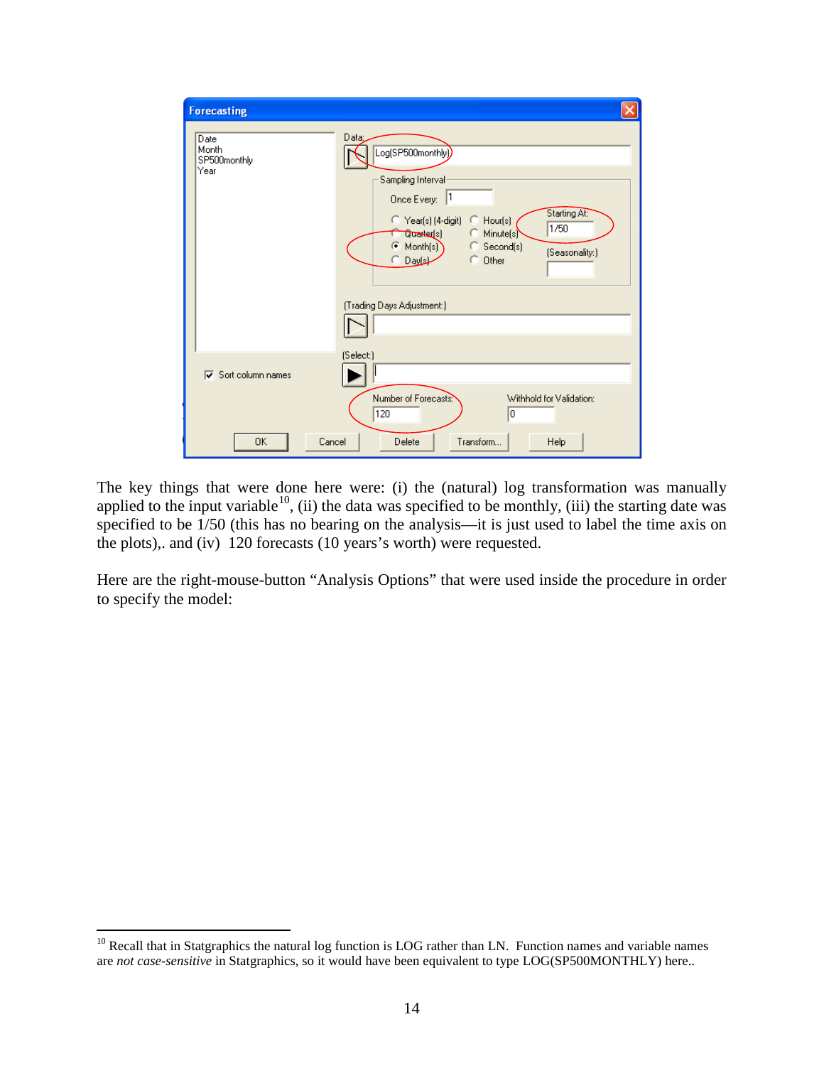The key things that were done here were: (i) the (natural) log transformation was manually applied to the input variable[10], (ii) the data was specified to be monthly, (iii) the starting date was specified to be 1/50 (this has no bearing on the analysis—it is just used to label the time axis on the plots),. and (iv) 120 forecasts (10 years's worth) were requested.

Here are the right-mouse-button "Analysis Options" that were used inside the procedure in order to specify the model:

---

[10] Recall that in Statgraphics the natural log function is LOG rather than LN. Function names and variable names are *not case-sensitive* in Statgraphics, so it would have been equivalent to type LOG(SP500MONTHLY) here..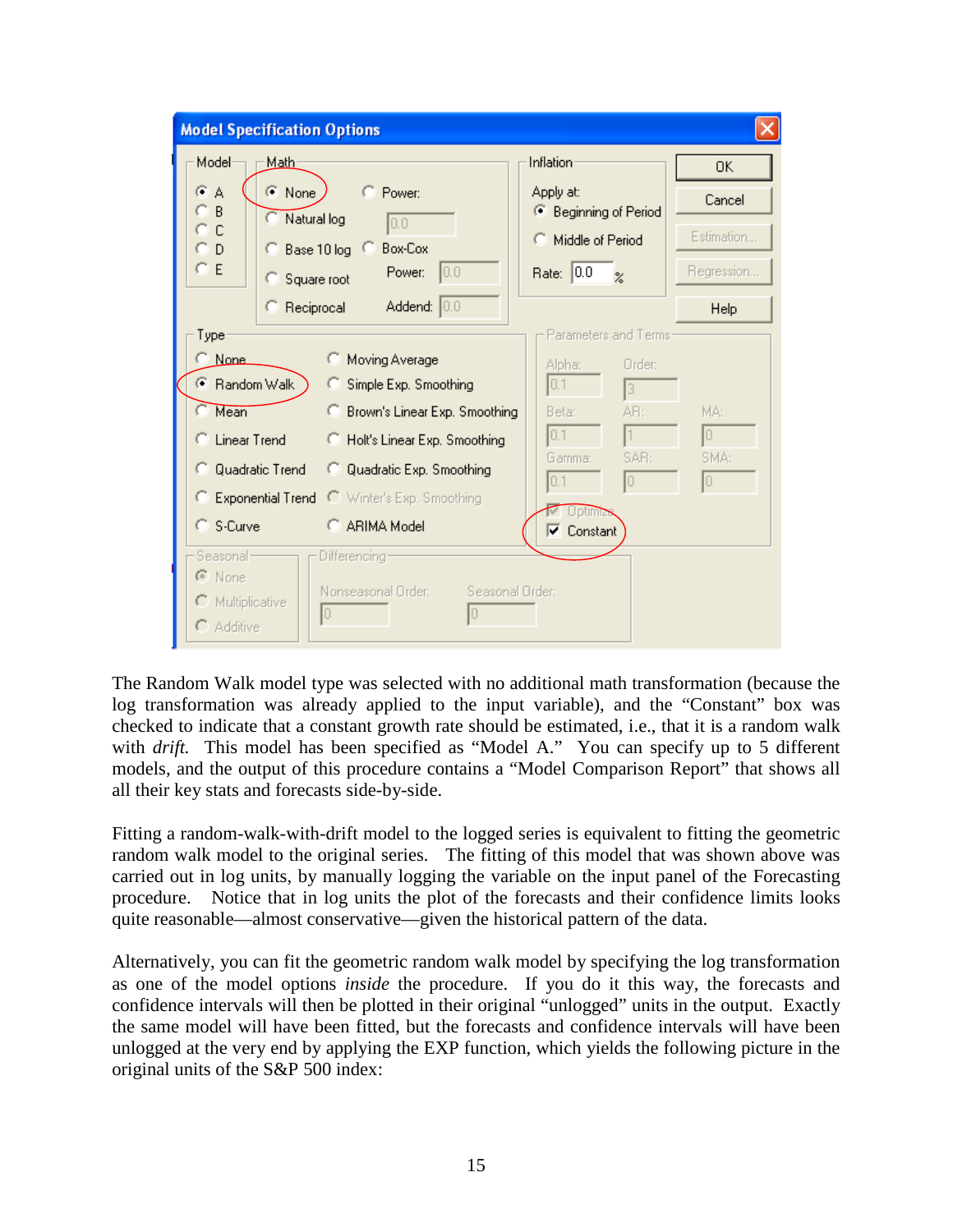The Random Walk model type was selected with no additional math transformation (because the log transformation was already applied to the input variable), and the "Constant" box was checked to indicate that a constant growth rate should be estimated, i.e., that it is a random walk with *drift*. This model has been specified as "Model A." You can specify up to 5 different models, and the output of this procedure contains a "Model Comparison Report" that shows all all their key stats and forecasts side-by-side.

Fitting a random-walk-with-drift model to the logged series is equivalent to fitting the geometric random walk model to the original series. The fitting of this model that was shown above was carried out in log units, by manually logging the variable on the input panel of the Forecasting procedure. Notice that in log units the plot of the forecasts and their confidence limits looks quite reasonable—almost conservative—given the historical pattern of the data.

Alternatively, you can fit the geometric random walk model by specifying the log transformation as one of the model options *inside* the procedure. If you do it this way, the forecasts and confidence intervals will then be plotted in their original "unlogged" units in the output. Exactly the same model will have been fitted, but the forecasts and confidence intervals will have been unlogged at the very end by applying the EXP function, which yields the following picture in the original units of the S&P 500 index: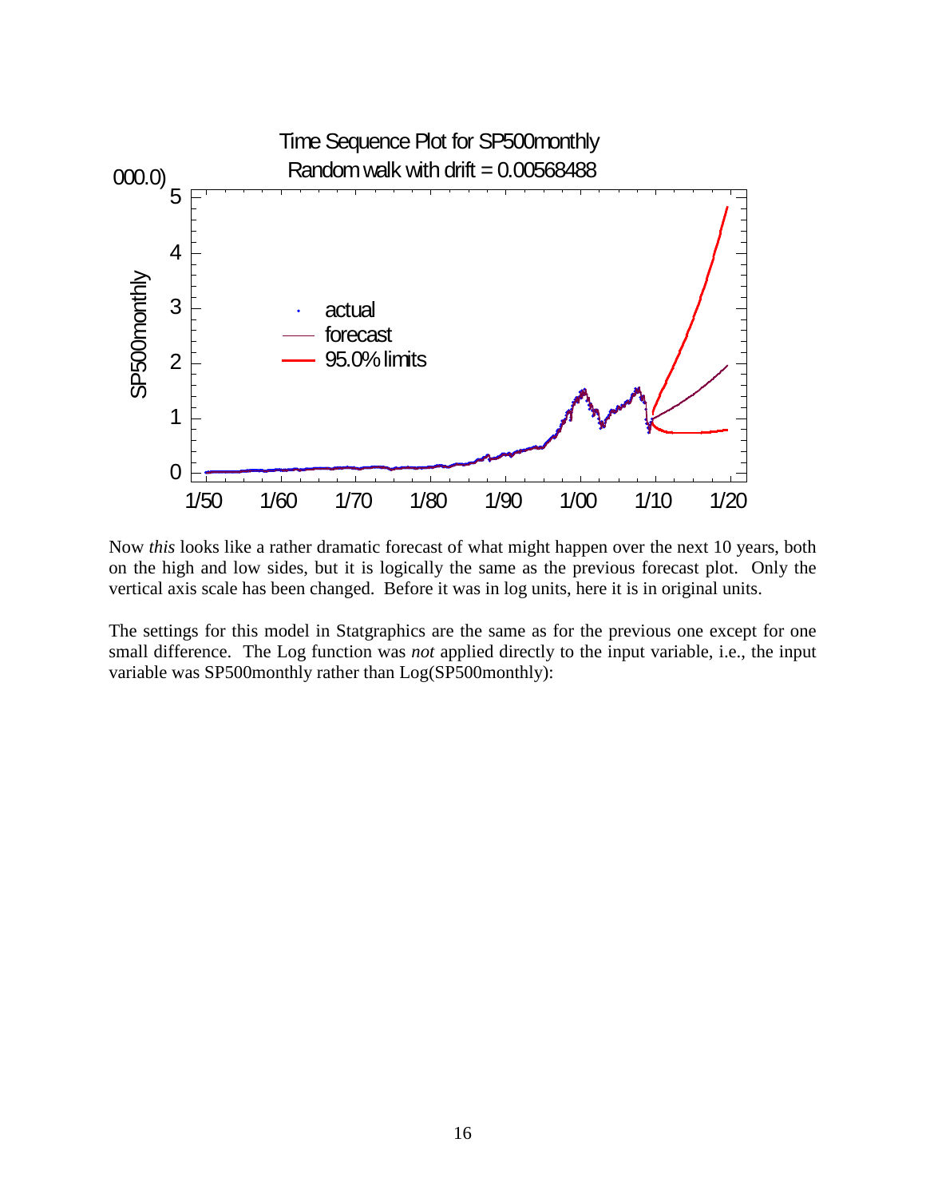Now *this* looks like a rather dramatic forecast of what might happen over the next 10 years, both on the high and low sides, but it is logically the same as the previous forecast plot. Only the vertical axis scale has been changed. Before it was in log units, here it is in original units.

The settings for this model in Statgraphics are the same as for the previous one except for one small difference. The Log function was *not* applied directly to the input variable, i.e., the input variable was SP500monthly rather than Log(SP500monthly):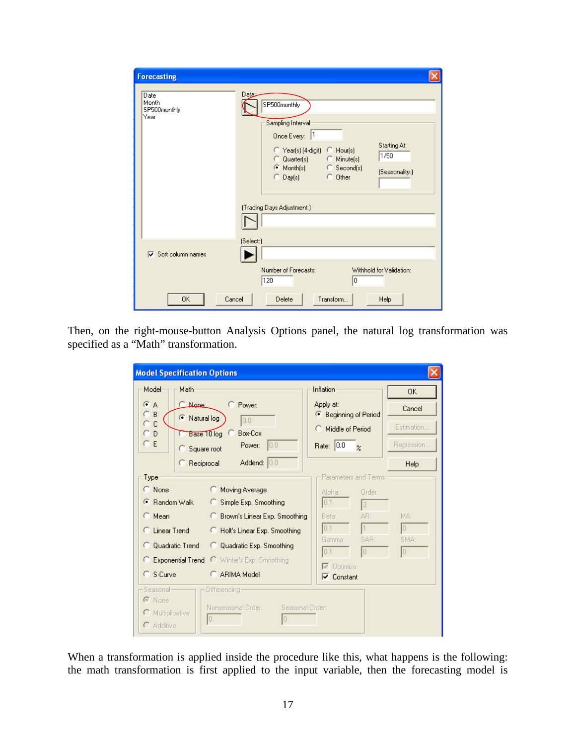Then, on the right-mouse-button Analysis Options panel, the natural log transformation was specified as a “Math” transformation.

When a transformation is applied inside the procedure like this, what happens is the following: the math transformation is first applied to the input variable, then the forecasting model is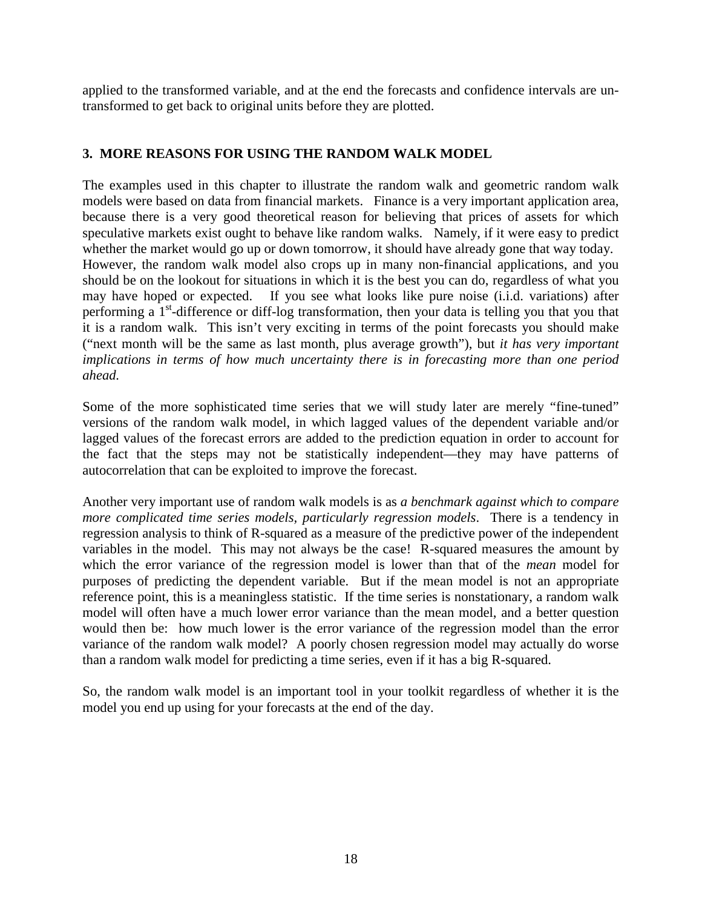applied to the transformed variable, and at the end the forecasts and confidence intervals are un-transformed to get back to original units before they are plotted.

## 3. MORE REASONS FOR USING THE RANDOM WALK MODEL

The examples used in this chapter to illustrate the random walk and geometric random walk models were based on data from financial markets. Finance is a very important application area, because there is a very good theoretical reason for believing that prices of assets for which speculative markets exist ought to behave like random walks. Namely, if it were easy to predict whether the market would go up or down tomorrow, it should have already gone that way today. However, the random walk model also crops up in many non-financial applications, and you should be on the lookout for situations in which it is the best you can do, regardless of what you may have hoped or expected. If you see what looks like pure noise (i.i.d. variations) after performing a $1^{st}$-difference or diff-log transformation, then your data is telling you that you that it is a random walk. This isn't very exciting in terms of the point forecasts you should make ("next month will be the same as last month, plus average growth"), but *it has very important implications in terms of how much uncertainty there is in forecasting more than one period ahead.*

Some of the more sophisticated time series that we will study later are merely "fine-tuned" versions of the random walk model, in which lagged values of the dependent variable and/or lagged values of the forecast errors are added to the prediction equation in order to account for the fact that the steps may not be statistically independent—they may have patterns of autocorrelation that can be exploited to improve the forecast.

Another very important use of random walk models is as *a benchmark against which to compare more complicated time series models, particularly regression models*. There is a tendency in regression analysis to think of R-squared as a measure of the predictive power of the independent variables in the model. This may not always be the case! R-squared measures the amount by which the error variance of the regression model is lower than that of the *mean* model for purposes of predicting the dependent variable. But if the mean model is not an appropriate reference point, this is a meaningless statistic. If the time series is nonstationary, a random walk model will often have a much lower error variance than the mean model, and a better question would then be: how much lower is the error variance of the regression model than the error variance of the random walk model? A poorly chosen regression model may actually do worse than a random walk model for predicting a time series, even if it has a big R-squared.

So, the random walk model is an important tool in your toolkit regardless of whether it is the model you end up using for your forecasts at the end of the day.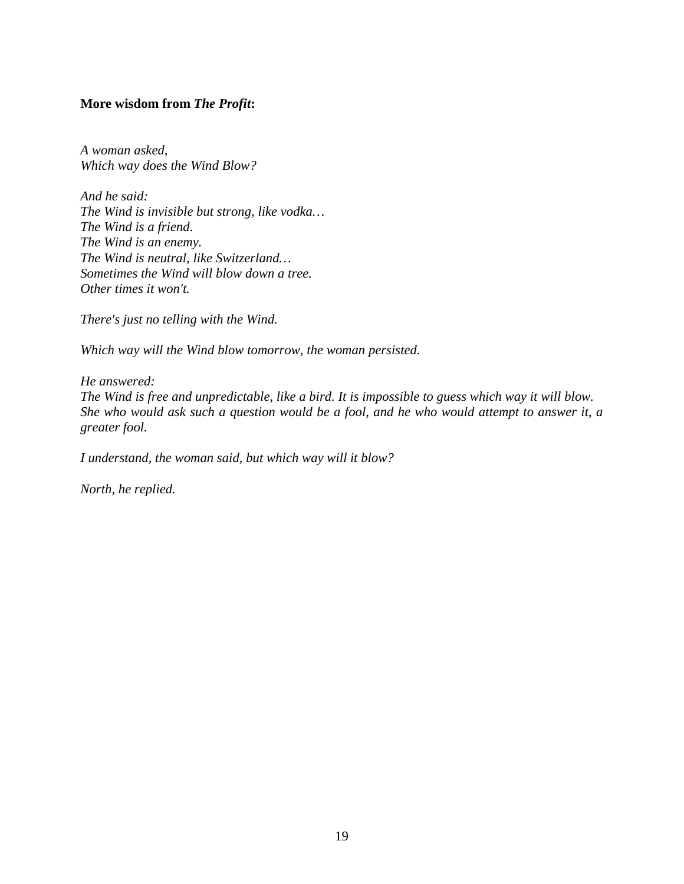**More wisdom from *The Profit*:**

*A woman asked,*
*Which way does the Wind Blow?*

*And he said:*
*The Wind is invisible but strong, like vodka…*
*The Wind is a friend.*
*The Wind is an enemy.*
*The Wind is neutral, like Switzerland…*
*Sometimes the Wind will blow down a tree.*
*Other times it won't.*

*There's just no telling with the Wind.*

*Which way will the Wind blow tomorrow, the woman persisted.*

*He answered:*
*The Wind is free and unpredictable, like a bird. It is impossible to guess which way it will blow. She who would ask such a question would be a fool, and he who would attempt to answer it, a greater fool.*

*I understand, the woman said, but which way will it blow?*

*North, he replied.*